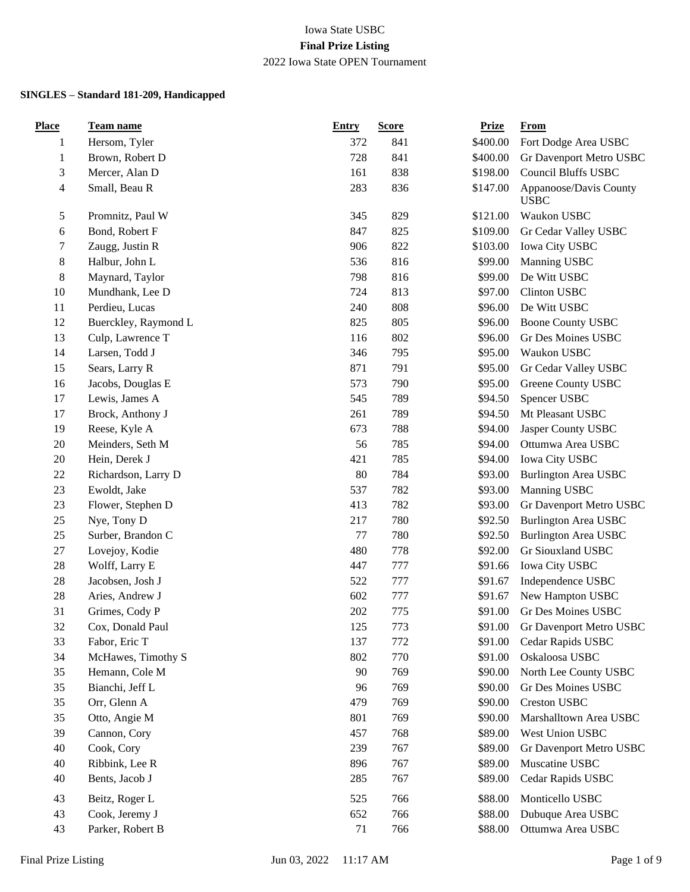Iowa State USBC

**Final Prize Listing**

2022 Iowa State OPEN Tournament

**SINGLES – Standard 181-209, Handicapped**

| Place | Team name | Entry | Score | Prize | From |
|---|---|---|---|---|---|
| 1 | Hersom, Tyler | 372 | 841 | $400.00 | Fort Dodge Area USBC |
| 1 | Brown, Robert D | 728 | 841 | $400.00 | Gr Davenport Metro USBC |
| 3 | Mercer, Alan D | 161 | 838 | $198.00 | Council Bluffs USBC |
| 4 | Small, Beau R | 283 | 836 | $147.00 | Appanoose/Davis County USBC |
| 5 | Promnitz, Paul W | 345 | 829 | $121.00 | Waukon USBC |
| 6 | Bond, Robert F | 847 | 825 | $109.00 | Gr Cedar Valley USBC |
| 7 | Zaugg, Justin R | 906 | 822 | $103.00 | Iowa City USBC |
| 8 | Halbur, John L | 536 | 816 | $99.00 | Manning USBC |
| 8 | Maynard, Taylor | 798 | 816 | $99.00 | De Witt USBC |
| 10 | Mundhank, Lee D | 724 | 813 | $97.00 | Clinton USBC |
| 11 | Perdieu, Lucas | 240 | 808 | $96.00 | De Witt USBC |
| 12 | Buerckley, Raymond L | 825 | 805 | $96.00 | Boone County USBC |
| 13 | Culp, Lawrence T | 116 | 802 | $96.00 | Gr Des Moines USBC |
| 14 | Larsen, Todd J | 346 | 795 | $95.00 | Waukon USBC |
| 15 | Sears, Larry R | 871 | 791 | $95.00 | Gr Cedar Valley USBC |
| 16 | Jacobs, Douglas E | 573 | 790 | $95.00 | Greene County USBC |
| 17 | Lewis, James A | 545 | 789 | $94.50 | Spencer USBC |
| 17 | Brock, Anthony J | 261 | 789 | $94.50 | Mt Pleasant USBC |
| 19 | Reese, Kyle A | 673 | 788 | $94.00 | Jasper County USBC |
| 20 | Meinders, Seth M | 56 | 785 | $94.00 | Ottumwa Area USBC |
| 20 | Hein, Derek J | 421 | 785 | $94.00 | Iowa City USBC |
| 22 | Richardson, Larry D | 80 | 784 | $93.00 | Burlington Area USBC |
| 23 | Ewoldt, Jake | 537 | 782 | $93.00 | Manning USBC |
| 23 | Flower, Stephen D | 413 | 782 | $93.00 | Gr Davenport Metro USBC |
| 25 | Nye, Tony D | 217 | 780 | $92.50 | Burlington Area USBC |
| 25 | Surber, Brandon C | 77 | 780 | $92.50 | Burlington Area USBC |
| 27 | Lovejoy, Kodie | 480 | 778 | $92.00 | Gr Siouxland USBC |
| 28 | Wolff, Larry E | 447 | 777 | $91.66 | Iowa City USBC |
| 28 | Jacobsen, Josh J | 522 | 777 | $91.67 | Independence USBC |
| 28 | Aries, Andrew J | 602 | 777 | $91.67 | New Hampton USBC |
| 31 | Grimes, Cody P | 202 | 775 | $91.00 | Gr Des Moines USBC |
| 32 | Cox, Donald Paul | 125 | 773 | $91.00 | Gr Davenport Metro USBC |
| 33 | Fabor, Eric T | 137 | 772 | $91.00 | Cedar Rapids USBC |
| 34 | McHawes, Timothy S | 802 | 770 | $91.00 | Oskaloosa USBC |
| 35 | Hemann, Cole M | 90 | 769 | $90.00 | North Lee County USBC |
| 35 | Bianchi, Jeff L | 96 | 769 | $90.00 | Gr Des Moines USBC |
| 35 | Orr, Glenn A | 479 | 769 | $90.00 | Creston USBC |
| 35 | Otto, Angie M | 801 | 769 | $90.00 | Marshalltown Area USBC |
| 39 | Cannon, Cory | 457 | 768 | $89.00 | West Union USBC |
| 40 | Cook, Cory | 239 | 767 | $89.00 | Gr Davenport Metro USBC |
| 40 | Ribbink, Lee R | 896 | 767 | $89.00 | Muscatine USBC |
| 40 | Bents, Jacob J | 285 | 767 | $89.00 | Cedar Rapids USBC |
| 43 | Beitz, Roger L | 525 | 766 | $88.00 | Monticello USBC |
| 43 | Cook, Jeremy J | 652 | 766 | $88.00 | Dubuque Area USBC |
| 43 | Parker, Robert B | 71 | 766 | $88.00 | Ottumwa Area USBC |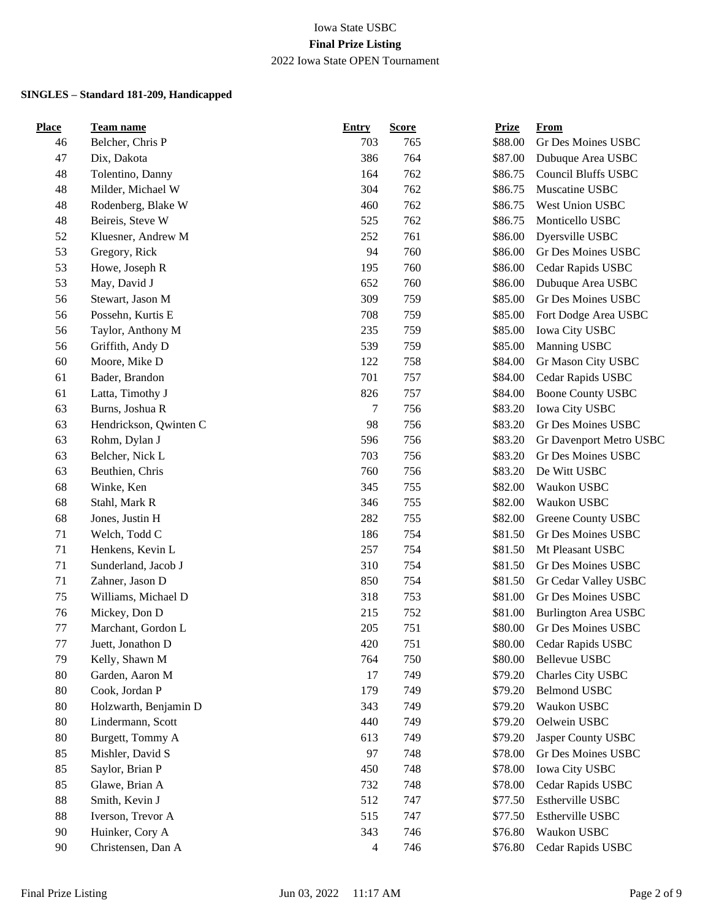Iowa State USBC

**Final Prize Listing**

2022 Iowa State OPEN Tournament

**SINGLES – Standard 181-209, Handicapped**

| Place | Team name | Entry | Score | Prize | From |
|---|---|---|---|---|---|
| 46 | Belcher, Chris P | 703 | 765 | $88.00 | Gr Des Moines USBC |
| 47 | Dix, Dakota | 386 | 764 | $87.00 | Dubuque Area USBC |
| 48 | Tolentino, Danny | 164 | 762 | $86.75 | Council Bluffs USBC |
| 48 | Milder, Michael W | 304 | 762 | $86.75 | Muscatine USBC |
| 48 | Rodenberg, Blake W | 460 | 762 | $86.75 | West Union USBC |
| 48 | Beireis, Steve W | 525 | 762 | $86.75 | Monticello USBC |
| 52 | Kluesner, Andrew M | 252 | 761 | $86.00 | Dyersville USBC |
| 53 | Gregory, Rick | 94 | 760 | $86.00 | Gr Des Moines USBC |
| 53 | Howe, Joseph R | 195 | 760 | $86.00 | Cedar Rapids USBC |
| 53 | May, David J | 652 | 760 | $86.00 | Dubuque Area USBC |
| 56 | Stewart, Jason M | 309 | 759 | $85.00 | Gr Des Moines USBC |
| 56 | Possehn, Kurtis E | 708 | 759 | $85.00 | Fort Dodge Area USBC |
| 56 | Taylor, Anthony M | 235 | 759 | $85.00 | Iowa City USBC |
| 56 | Griffith, Andy D | 539 | 759 | $85.00 | Manning USBC |
| 60 | Moore, Mike D | 122 | 758 | $84.00 | Gr Mason City USBC |
| 61 | Bader, Brandon | 701 | 757 | $84.00 | Cedar Rapids USBC |
| 61 | Latta, Timothy J | 826 | 757 | $84.00 | Boone County USBC |
| 63 | Burns, Joshua R | 7 | 756 | $83.20 | Iowa City USBC |
| 63 | Hendrickson, Qwinten C | 98 | 756 | $83.20 | Gr Des Moines USBC |
| 63 | Rohm, Dylan J | 596 | 756 | $83.20 | Gr Davenport Metro USBC |
| 63 | Belcher, Nick L | 703 | 756 | $83.20 | Gr Des Moines USBC |
| 63 | Beuthien, Chris | 760 | 756 | $83.20 | De Witt USBC |
| 68 | Winke, Ken | 345 | 755 | $82.00 | Waukon USBC |
| 68 | Stahl, Mark R | 346 | 755 | $82.00 | Waukon USBC |
| 68 | Jones, Justin H | 282 | 755 | $82.00 | Greene County USBC |
| 71 | Welch, Todd C | 186 | 754 | $81.50 | Gr Des Moines USBC |
| 71 | Henkens, Kevin L | 257 | 754 | $81.50 | Mt Pleasant USBC |
| 71 | Sunderland, Jacob J | 310 | 754 | $81.50 | Gr Des Moines USBC |
| 71 | Zahner, Jason D | 850 | 754 | $81.50 | Gr Cedar Valley USBC |
| 75 | Williams, Michael D | 318 | 753 | $81.00 | Gr Des Moines USBC |
| 76 | Mickey, Don D | 215 | 752 | $81.00 | Burlington Area USBC |
| 77 | Marchant, Gordon L | 205 | 751 | $80.00 | Gr Des Moines USBC |
| 77 | Juett, Jonathon D | 420 | 751 | $80.00 | Cedar Rapids USBC |
| 79 | Kelly, Shawn M | 764 | 750 | $80.00 | Bellevue USBC |
| 80 | Garden, Aaron M | 17 | 749 | $79.20 | Charles City USBC |
| 80 | Cook, Jordan P | 179 | 749 | $79.20 | Belmond USBC |
| 80 | Holzwarth, Benjamin D | 343 | 749 | $79.20 | Waukon USBC |
| 80 | Lindermann, Scott | 440 | 749 | $79.20 | Oelwein USBC |
| 80 | Burgett, Tommy A | 613 | 749 | $79.20 | Jasper County USBC |
| 85 | Mishler, David S | 97 | 748 | $78.00 | Gr Des Moines USBC |
| 85 | Saylor, Brian P | 450 | 748 | $78.00 | Iowa City USBC |
| 85 | Glawe, Brian A | 732 | 748 | $78.00 | Cedar Rapids USBC |
| 88 | Smith, Kevin J | 512 | 747 | $77.50 | Estherville USBC |
| 88 | Iverson, Trevor A | 515 | 747 | $77.50 | Estherville USBC |
| 90 | Huinker, Cory A | 343 | 746 | $76.80 | Waukon USBC |
| 90 | Christensen, Dan A | 4 | 746 | $76.80 | Cedar Rapids USBC |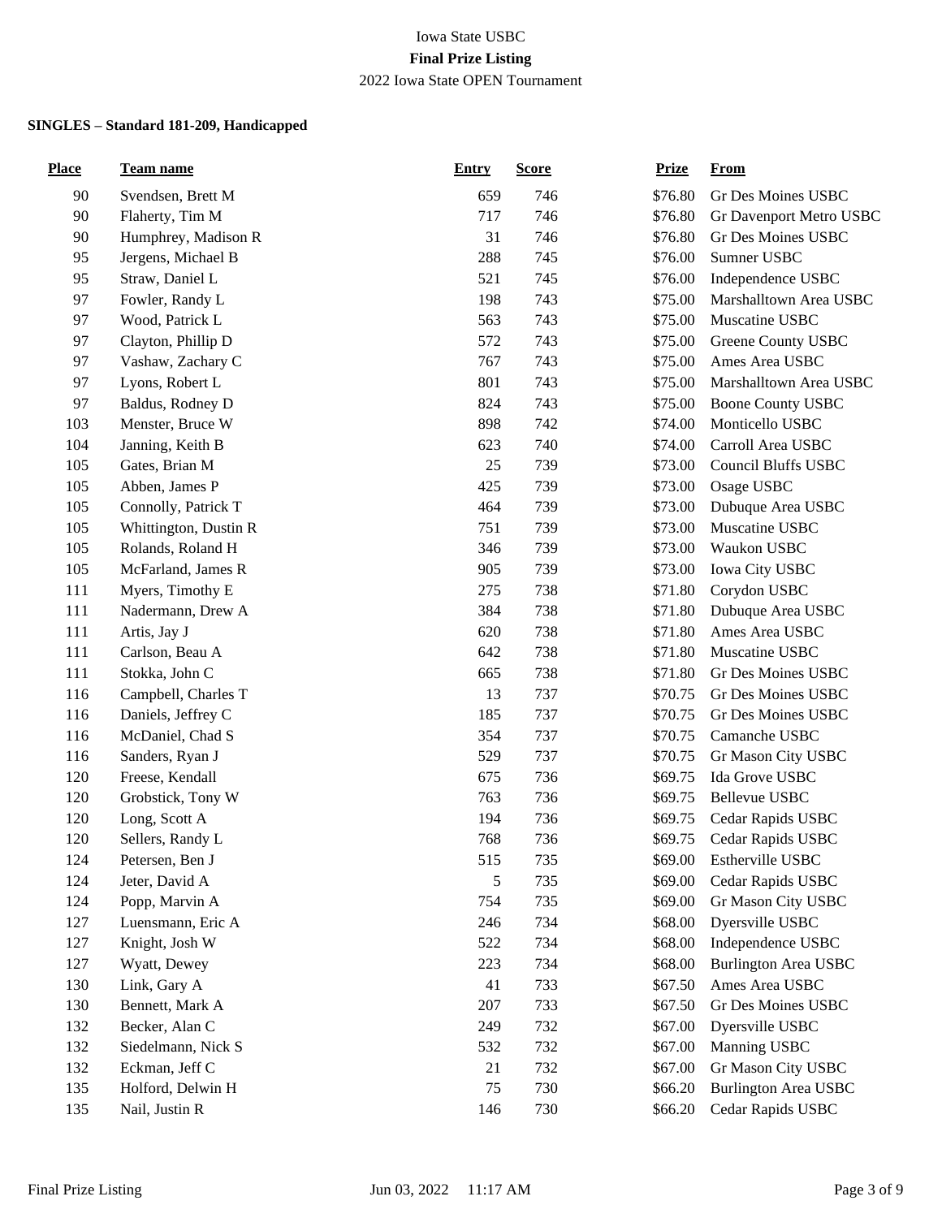Iowa State USBC

**Final Prize Listing**

2022 Iowa State OPEN Tournament

**SINGLES – Standard 181-209, Handicapped**

| Place | Team name | Entry | Score | Prize | From |
|---|---|---|---|---|---|
| 90 | Svendsen, Brett M | 659 | 746 | $76.80 | Gr Des Moines USBC |
| 90 | Flaherty, Tim M | 717 | 746 | $76.80 | Gr Davenport Metro USBC |
| 90 | Humphrey, Madison R | 31 | 746 | $76.80 | Gr Des Moines USBC |
| 95 | Jergens, Michael B | 288 | 745 | $76.00 | Sumner USBC |
| 95 | Straw, Daniel L | 521 | 745 | $76.00 | Independence USBC |
| 97 | Fowler, Randy L | 198 | 743 | $75.00 | Marshalltown Area USBC |
| 97 | Wood, Patrick L | 563 | 743 | $75.00 | Muscatine USBC |
| 97 | Clayton, Phillip D | 572 | 743 | $75.00 | Greene County USBC |
| 97 | Vashaw, Zachary C | 767 | 743 | $75.00 | Ames Area USBC |
| 97 | Lyons, Robert L | 801 | 743 | $75.00 | Marshalltown Area USBC |
| 97 | Baldus, Rodney D | 824 | 743 | $75.00 | Boone County USBC |
| 103 | Menster, Bruce W | 898 | 742 | $74.00 | Monticello USBC |
| 104 | Janning, Keith B | 623 | 740 | $74.00 | Carroll Area USBC |
| 105 | Gates, Brian M | 25 | 739 | $73.00 | Council Bluffs USBC |
| 105 | Abben, James P | 425 | 739 | $73.00 | Osage USBC |
| 105 | Connolly, Patrick T | 464 | 739 | $73.00 | Dubuque Area USBC |
| 105 | Whittington, Dustin R | 751 | 739 | $73.00 | Muscatine USBC |
| 105 | Rolands, Roland H | 346 | 739 | $73.00 | Waukon USBC |
| 105 | McFarland, James R | 905 | 739 | $73.00 | Iowa City USBC |
| 111 | Myers, Timothy E | 275 | 738 | $71.80 | Corydon USBC |
| 111 | Nadermann, Drew A | 384 | 738 | $71.80 | Dubuque Area USBC |
| 111 | Artis, Jay J | 620 | 738 | $71.80 | Ames Area USBC |
| 111 | Carlson, Beau A | 642 | 738 | $71.80 | Muscatine USBC |
| 111 | Stokka, John C | 665 | 738 | $71.80 | Gr Des Moines USBC |
| 116 | Campbell, Charles T | 13 | 737 | $70.75 | Gr Des Moines USBC |
| 116 | Daniels, Jeffrey C | 185 | 737 | $70.75 | Gr Des Moines USBC |
| 116 | McDaniel, Chad S | 354 | 737 | $70.75 | Camanche USBC |
| 116 | Sanders, Ryan J | 529 | 737 | $70.75 | Gr Mason City USBC |
| 120 | Freese, Kendall | 675 | 736 | $69.75 | Ida Grove USBC |
| 120 | Grobstick, Tony W | 763 | 736 | $69.75 | Bellevue USBC |
| 120 | Long, Scott A | 194 | 736 | $69.75 | Cedar Rapids USBC |
| 120 | Sellers, Randy L | 768 | 736 | $69.75 | Cedar Rapids USBC |
| 124 | Petersen, Ben J | 515 | 735 | $69.00 | Estherville USBC |
| 124 | Jeter, David A | 5 | 735 | $69.00 | Cedar Rapids USBC |
| 124 | Popp, Marvin A | 754 | 735 | $69.00 | Gr Mason City USBC |
| 127 | Luensmann, Eric A | 246 | 734 | $68.00 | Dyersville USBC |
| 127 | Knight, Josh W | 522 | 734 | $68.00 | Independence USBC |
| 127 | Wyatt, Dewey | 223 | 734 | $68.00 | Burlington Area USBC |
| 130 | Link, Gary A | 41 | 733 | $67.50 | Ames Area USBC |
| 130 | Bennett, Mark A | 207 | 733 | $67.50 | Gr Des Moines USBC |
| 132 | Becker, Alan C | 249 | 732 | $67.00 | Dyersville USBC |
| 132 | Siedelmann, Nick S | 532 | 732 | $67.00 | Manning USBC |
| 132 | Eckman, Jeff C | 21 | 732 | $67.00 | Gr Mason City USBC |
| 135 | Holford, Delwin H | 75 | 730 | $66.20 | Burlington Area USBC |
| 135 | Nail, Justin R | 146 | 730 | $66.20 | Cedar Rapids USBC |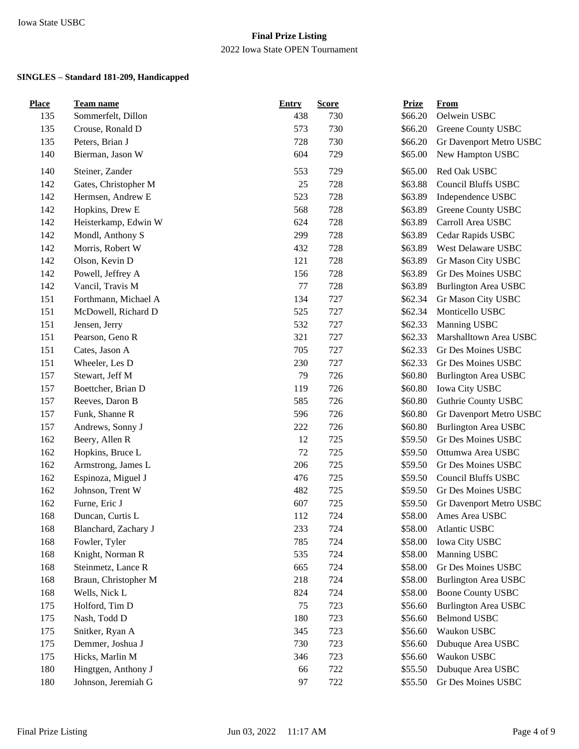**Final Prize Listing**

2022 Iowa State OPEN Tournament

**SINGLES – Standard 181-209, Handicapped**

| Place | Team name | Entry | Score | Prize | From |
|---|---|---|---|---|---|
| 135 | Sommerfelt, Dillon | 438 | 730 | $66.20 | Oelwein USBC |
| 135 | Crouse, Ronald D | 573 | 730 | $66.20 | Greene County USBC |
| 135 | Peters, Brian J | 728 | 730 | $66.20 | Gr Davenport Metro USBC |
| 140 | Bierman, Jason W | 604 | 729 | $65.00 | New Hampton USBC |
| 140 | Steiner, Zander | 553 | 729 | $65.00 | Red Oak USBC |
| 142 | Gates, Christopher M | 25 | 728 | $63.88 | Council Bluffs USBC |
| 142 | Hermsen, Andrew E | 523 | 728 | $63.89 | Independence USBC |
| 142 | Hopkins, Drew E | 568 | 728 | $63.89 | Greene County USBC |
| 142 | Heisterkamp, Edwin W | 624 | 728 | $63.89 | Carroll Area USBC |
| 142 | Mondl, Anthony S | 299 | 728 | $63.89 | Cedar Rapids USBC |
| 142 | Morris, Robert W | 432 | 728 | $63.89 | West Delaware USBC |
| 142 | Olson, Kevin D | 121 | 728 | $63.89 | Gr Mason City USBC |
| 142 | Powell, Jeffrey A | 156 | 728 | $63.89 | Gr Des Moines USBC |
| 142 | Vancil, Travis M | 77 | 728 | $63.89 | Burlington Area USBC |
| 151 | Forthmann, Michael A | 134 | 727 | $62.34 | Gr Mason City USBC |
| 151 | McDowell, Richard D | 525 | 727 | $62.34 | Monticello USBC |
| 151 | Jensen, Jerry | 532 | 727 | $62.33 | Manning USBC |
| 151 | Pearson, Geno R | 321 | 727 | $62.33 | Marshalltown Area USBC |
| 151 | Cates, Jason A | 705 | 727 | $62.33 | Gr Des Moines USBC |
| 151 | Wheeler, Les D | 230 | 727 | $62.33 | Gr Des Moines USBC |
| 157 | Stewart, Jeff M | 79 | 726 | $60.80 | Burlington Area USBC |
| 157 | Boettcher, Brian D | 119 | 726 | $60.80 | Iowa City USBC |
| 157 | Reeves, Daron B | 585 | 726 | $60.80 | Guthrie County USBC |
| 157 | Funk, Shanne R | 596 | 726 | $60.80 | Gr Davenport Metro USBC |
| 157 | Andrews, Sonny J | 222 | 726 | $60.80 | Burlington Area USBC |
| 162 | Beery, Allen R | 12 | 725 | $59.50 | Gr Des Moines USBC |
| 162 | Hopkins, Bruce L | 72 | 725 | $59.50 | Ottumwa Area USBC |
| 162 | Armstrong, James L | 206 | 725 | $59.50 | Gr Des Moines USBC |
| 162 | Espinoza, Miguel J | 476 | 725 | $59.50 | Council Bluffs USBC |
| 162 | Johnson, Trent W | 482 | 725 | $59.50 | Gr Des Moines USBC |
| 162 | Furne, Eric J | 607 | 725 | $59.50 | Gr Davenport Metro USBC |
| 168 | Duncan, Curtis L | 112 | 724 | $58.00 | Ames Area USBC |
| 168 | Blanchard, Zachary J | 233 | 724 | $58.00 | Atlantic USBC |
| 168 | Fowler, Tyler | 785 | 724 | $58.00 | Iowa City USBC |
| 168 | Knight, Norman R | 535 | 724 | $58.00 | Manning USBC |
| 168 | Steinmetz, Lance R | 665 | 724 | $58.00 | Gr Des Moines USBC |
| 168 | Braun, Christopher M | 218 | 724 | $58.00 | Burlington Area USBC |
| 168 | Wells, Nick L | 824 | 724 | $58.00 | Boone County USBC |
| 175 | Holford, Tim D | 75 | 723 | $56.60 | Burlington Area USBC |
| 175 | Nash, Todd D | 180 | 723 | $56.60 | Belmond USBC |
| 175 | Snitker, Ryan A | 345 | 723 | $56.60 | Waukon USBC |
| 175 | Demmer, Joshua J | 730 | 723 | $56.60 | Dubuque Area USBC |
| 175 | Hicks, Marlin M | 346 | 723 | $56.60 | Waukon USBC |
| 180 | Hingtgen, Anthony J | 66 | 722 | $55.50 | Dubuque Area USBC |
| 180 | Johnson, Jeremiah G | 97 | 722 | $55.50 | Gr Des Moines USBC |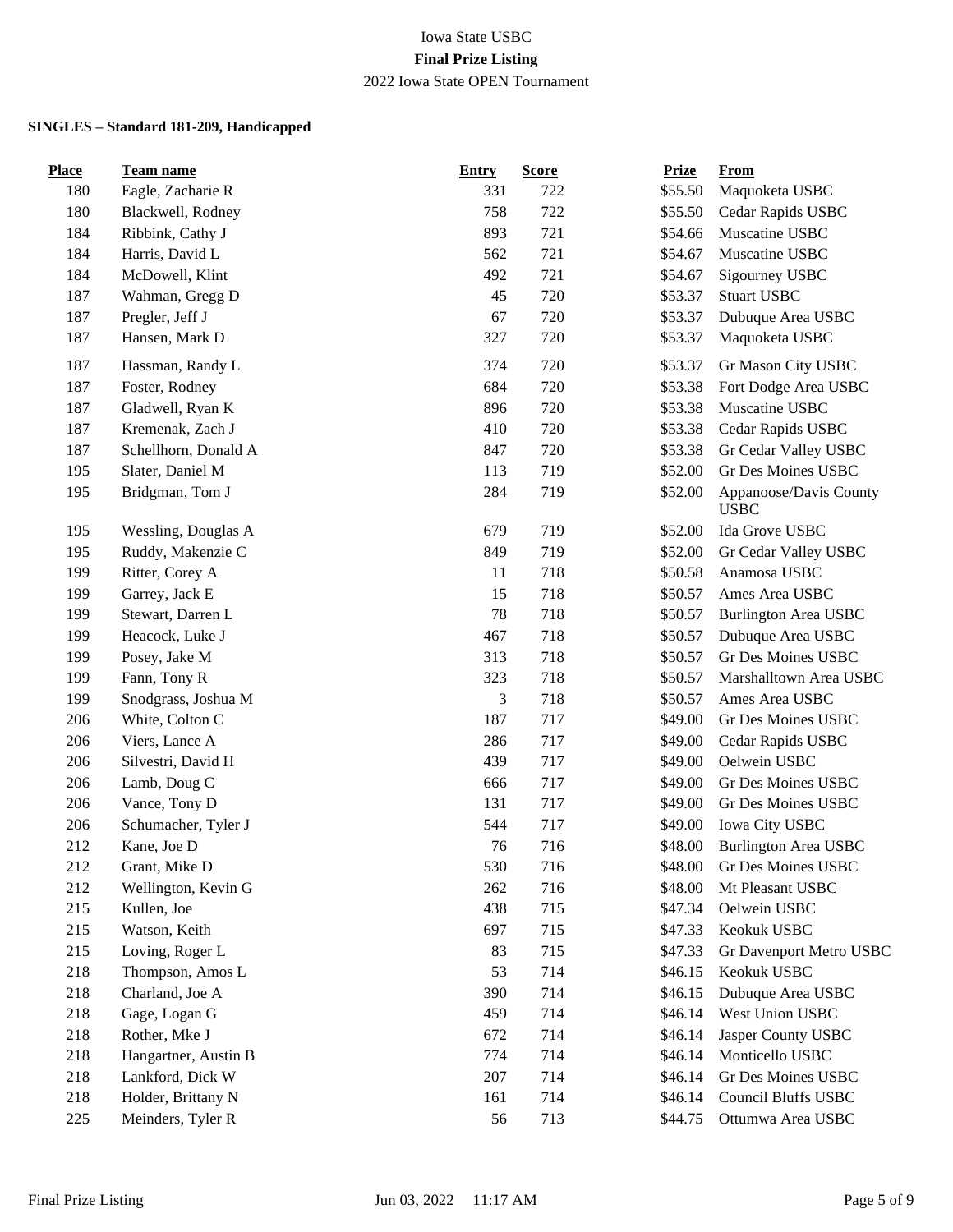Iowa State USBC

**Final Prize Listing**

2022 Iowa State OPEN Tournament

**SINGLES – Standard 181-209, Handicapped**

| Place | Team name | Entry | Score | Prize | From |
|---|---|---|---|---|---|
| 180 | Eagle, Zacharie R | 331 | 722 | $55.50 | Maquoketa USBC |
| 180 | Blackwell, Rodney | 758 | 722 | $55.50 | Cedar Rapids USBC |
| 184 | Ribbink, Cathy J | 893 | 721 | $54.66 | Muscatine USBC |
| 184 | Harris, David L | 562 | 721 | $54.67 | Muscatine USBC |
| 184 | McDowell, Klint | 492 | 721 | $54.67 | Sigourney USBC |
| 187 | Wahman, Gregg D | 45 | 720 | $53.37 | Stuart USBC |
| 187 | Pregler, Jeff J | 67 | 720 | $53.37 | Dubuque Area USBC |
| 187 | Hansen, Mark D | 327 | 720 | $53.37 | Maquoketa USBC |
| 187 | Hassman, Randy L | 374 | 720 | $53.37 | Gr Mason City USBC |
| 187 | Foster, Rodney | 684 | 720 | $53.38 | Fort Dodge Area USBC |
| 187 | Gladwell, Ryan K | 896 | 720 | $53.38 | Muscatine USBC |
| 187 | Kremenak, Zach J | 410 | 720 | $53.38 | Cedar Rapids USBC |
| 187 | Schellhorn, Donald A | 847 | 720 | $53.38 | Gr Cedar Valley USBC |
| 195 | Slater, Daniel M | 113 | 719 | $52.00 | Gr Des Moines USBC |
| 195 | Bridgman, Tom J | 284 | 719 | $52.00 | Appanoose/Davis County USBC |
| 195 | Wessling, Douglas A | 679 | 719 | $52.00 | Ida Grove USBC |
| 195 | Ruddy, Makenzie C | 849 | 719 | $52.00 | Gr Cedar Valley USBC |
| 199 | Ritter, Corey A | 11 | 718 | $50.58 | Anamosa USBC |
| 199 | Garrey, Jack E | 15 | 718 | $50.57 | Ames Area USBC |
| 199 | Stewart, Darren L | 78 | 718 | $50.57 | Burlington Area USBC |
| 199 | Heacock, Luke J | 467 | 718 | $50.57 | Dubuque Area USBC |
| 199 | Posey, Jake M | 313 | 718 | $50.57 | Gr Des Moines USBC |
| 199 | Fann, Tony R | 323 | 718 | $50.57 | Marshalltown Area USBC |
| 199 | Snodgrass, Joshua M | 3 | 718 | $50.57 | Ames Area USBC |
| 206 | White, Colton C | 187 | 717 | $49.00 | Gr Des Moines USBC |
| 206 | Viers, Lance A | 286 | 717 | $49.00 | Cedar Rapids USBC |
| 206 | Silvestri, David H | 439 | 717 | $49.00 | Oelwein USBC |
| 206 | Lamb, Doug C | 666 | 717 | $49.00 | Gr Des Moines USBC |
| 206 | Vance, Tony D | 131 | 717 | $49.00 | Gr Des Moines USBC |
| 206 | Schumacher, Tyler J | 544 | 717 | $49.00 | Iowa City USBC |
| 212 | Kane, Joe D | 76 | 716 | $48.00 | Burlington Area USBC |
| 212 | Grant, Mike D | 530 | 716 | $48.00 | Gr Des Moines USBC |
| 212 | Wellington, Kevin G | 262 | 716 | $48.00 | Mt Pleasant USBC |
| 215 | Kullen, Joe | 438 | 715 | $47.34 | Oelwein USBC |
| 215 | Watson, Keith | 697 | 715 | $47.33 | Keokuk USBC |
| 215 | Loving, Roger L | 83 | 715 | $47.33 | Gr Davenport Metro USBC |
| 218 | Thompson, Amos L | 53 | 714 | $46.15 | Keokuk USBC |
| 218 | Charland, Joe A | 390 | 714 | $46.15 | Dubuque Area USBC |
| 218 | Gage, Logan G | 459 | 714 | $46.14 | West Union USBC |
| 218 | Rother, Mke J | 672 | 714 | $46.14 | Jasper County USBC |
| 218 | Hangartner, Austin B | 774 | 714 | $46.14 | Monticello USBC |
| 218 | Lankford, Dick W | 207 | 714 | $46.14 | Gr Des Moines USBC |
| 218 | Holder, Brittany N | 161 | 714 | $46.14 | Council Bluffs USBC |
| 225 | Meinders, Tyler R | 56 | 713 | $44.75 | Ottumwa Area USBC |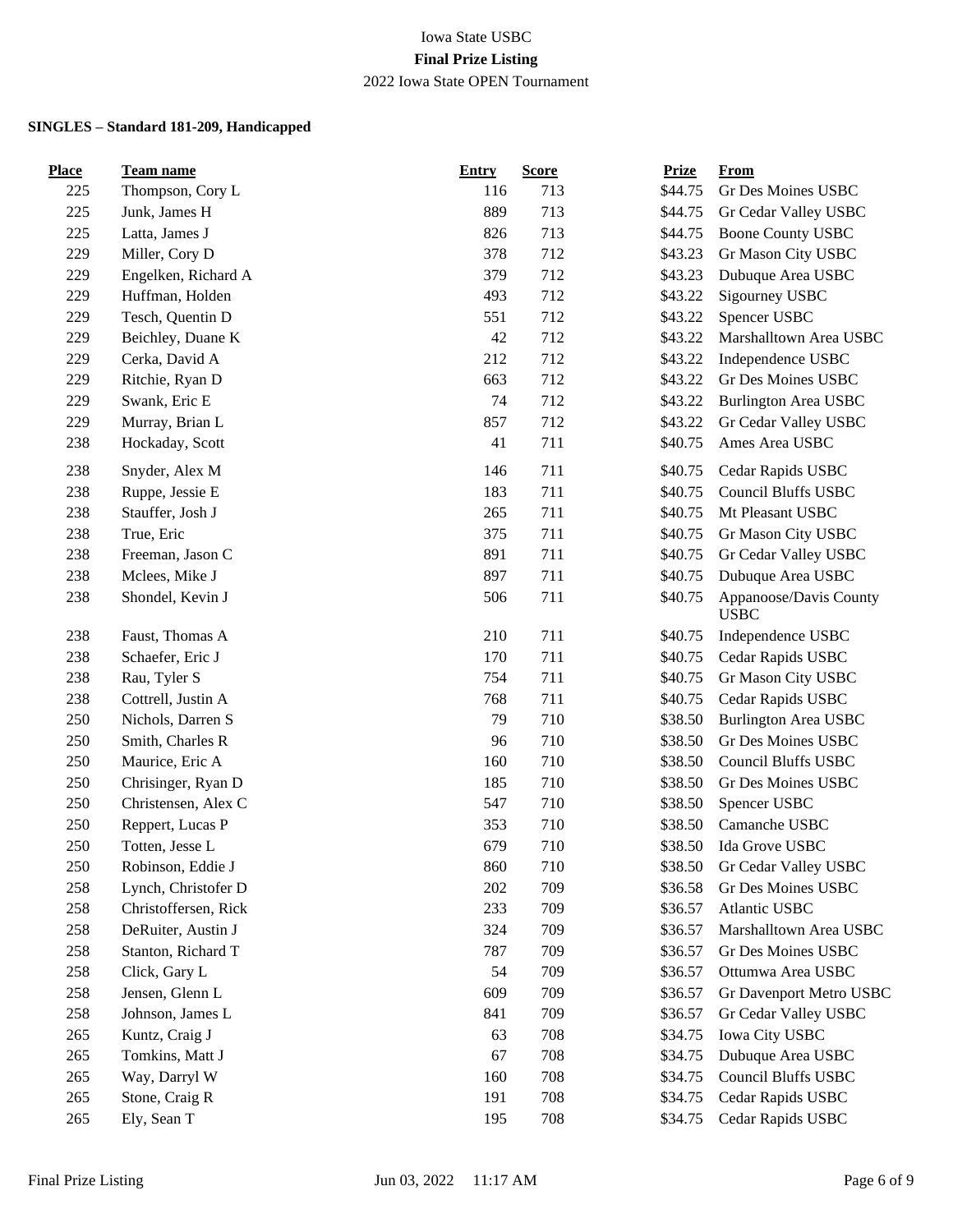Iowa State USBC

**Final Prize Listing**

2022 Iowa State OPEN Tournament

**SINGLES – Standard 181-209, Handicapped**

| Place | Team name | Entry | Score | Prize | From |
|---|---|---|---|---|---|
| 225 | Thompson, Cory L | 116 | 713 | $44.75 | Gr Des Moines USBC |
| 225 | Junk, James H | 889 | 713 | $44.75 | Gr Cedar Valley USBC |
| 225 | Latta, James J | 826 | 713 | $44.75 | Boone County USBC |
| 229 | Miller, Cory D | 378 | 712 | $43.23 | Gr Mason City USBC |
| 229 | Engelken, Richard A | 379 | 712 | $43.23 | Dubuque Area USBC |
| 229 | Huffman, Holden | 493 | 712 | $43.22 | Sigourney USBC |
| 229 | Tesch, Quentin D | 551 | 712 | $43.22 | Spencer USBC |
| 229 | Beichley, Duane K | 42 | 712 | $43.22 | Marshalltown Area USBC |
| 229 | Cerka, David A | 212 | 712 | $43.22 | Independence USBC |
| 229 | Ritchie, Ryan D | 663 | 712 | $43.22 | Gr Des Moines USBC |
| 229 | Swank, Eric E | 74 | 712 | $43.22 | Burlington Area USBC |
| 229 | Murray, Brian L | 857 | 712 | $43.22 | Gr Cedar Valley USBC |
| 238 | Hockaday, Scott | 41 | 711 | $40.75 | Ames Area USBC |
| 238 | Snyder, Alex M | 146 | 711 | $40.75 | Cedar Rapids USBC |
| 238 | Ruppe, Jessie E | 183 | 711 | $40.75 | Council Bluffs USBC |
| 238 | Stauffer, Josh J | 265 | 711 | $40.75 | Mt Pleasant USBC |
| 238 | True, Eric | 375 | 711 | $40.75 | Gr Mason City USBC |
| 238 | Freeman, Jason C | 891 | 711 | $40.75 | Gr Cedar Valley USBC |
| 238 | Mclees, Mike J | 897 | 711 | $40.75 | Dubuque Area USBC |
| 238 | Shondel, Kevin J | 506 | 711 | $40.75 | Appanoose/Davis County USBC |
| 238 | Faust, Thomas A | 210 | 711 | $40.75 | Independence USBC |
| 238 | Schaefer, Eric J | 170 | 711 | $40.75 | Cedar Rapids USBC |
| 238 | Rau, Tyler S | 754 | 711 | $40.75 | Gr Mason City USBC |
| 238 | Cottrell, Justin A | 768 | 711 | $40.75 | Cedar Rapids USBC |
| 250 | Nichols, Darren S | 79 | 710 | $38.50 | Burlington Area USBC |
| 250 | Smith, Charles R | 96 | 710 | $38.50 | Gr Des Moines USBC |
| 250 | Maurice, Eric A | 160 | 710 | $38.50 | Council Bluffs USBC |
| 250 | Chrisinger, Ryan D | 185 | 710 | $38.50 | Gr Des Moines USBC |
| 250 | Christensen, Alex C | 547 | 710 | $38.50 | Spencer USBC |
| 250 | Reppert, Lucas P | 353 | 710 | $38.50 | Camanche USBC |
| 250 | Totten, Jesse L | 679 | 710 | $38.50 | Ida Grove USBC |
| 250 | Robinson, Eddie J | 860 | 710 | $38.50 | Gr Cedar Valley USBC |
| 258 | Lynch, Christofer D | 202 | 709 | $36.58 | Gr Des Moines USBC |
| 258 | Christoffersen, Rick | 233 | 709 | $36.57 | Atlantic USBC |
| 258 | DeRuiter, Austin J | 324 | 709 | $36.57 | Marshalltown Area USBC |
| 258 | Stanton, Richard T | 787 | 709 | $36.57 | Gr Des Moines USBC |
| 258 | Click, Gary L | 54 | 709 | $36.57 | Ottumwa Area USBC |
| 258 | Jensen, Glenn L | 609 | 709 | $36.57 | Gr Davenport Metro USBC |
| 258 | Johnson, James L | 841 | 709 | $36.57 | Gr Cedar Valley USBC |
| 265 | Kuntz, Craig J | 63 | 708 | $34.75 | Iowa City USBC |
| 265 | Tomkins, Matt J | 67 | 708 | $34.75 | Dubuque Area USBC |
| 265 | Way, Darryl W | 160 | 708 | $34.75 | Council Bluffs USBC |
| 265 | Stone, Craig R | 191 | 708 | $34.75 | Cedar Rapids USBC |
| 265 | Ely, Sean T | 195 | 708 | $34.75 | Cedar Rapids USBC |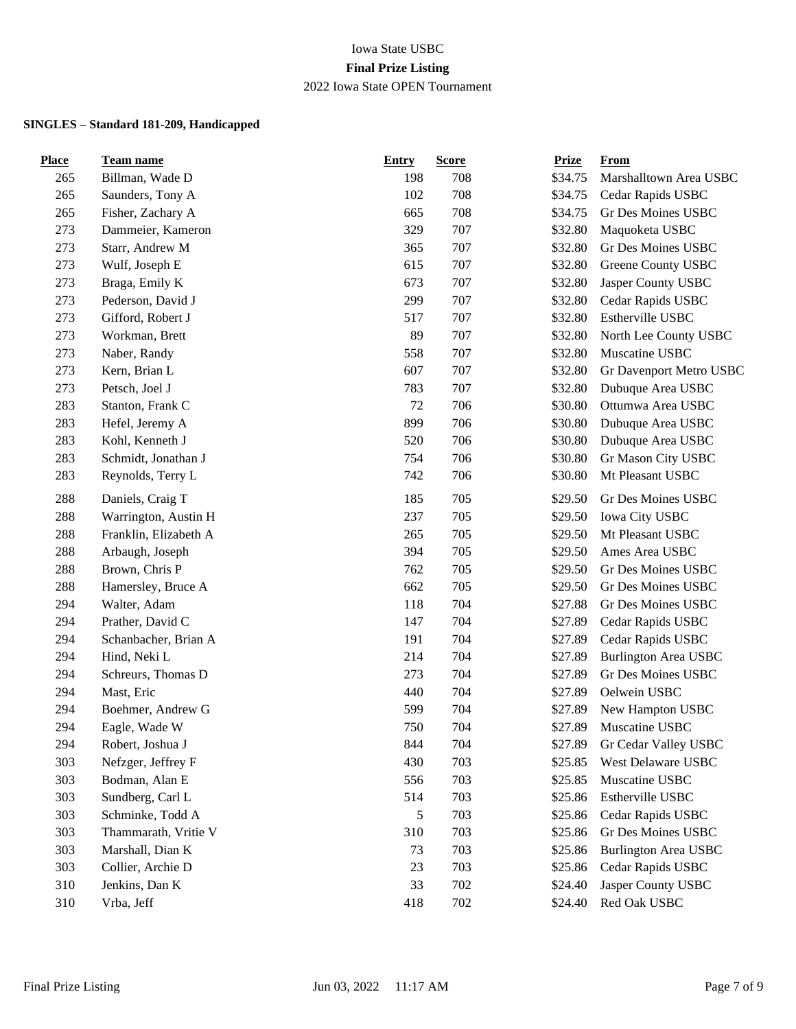Iowa State USBC

**Final Prize Listing**

2022 Iowa State OPEN Tournament

**SINGLES – Standard 181-209, Handicapped**

| Place | Team name | Entry | Score | Prize | From |
|---|---|---|---|---|---|
| 265 | Billman, Wade D | 198 | 708 | $34.75 | Marshalltown Area USBC |
| 265 | Saunders, Tony A | 102 | 708 | $34.75 | Cedar Rapids USBC |
| 265 | Fisher, Zachary A | 665 | 708 | $34.75 | Gr Des Moines USBC |
| 273 | Dammeier, Kameron | 329 | 707 | $32.80 | Maquoketa USBC |
| 273 | Starr, Andrew M | 365 | 707 | $32.80 | Gr Des Moines USBC |
| 273 | Wulf, Joseph E | 615 | 707 | $32.80 | Greene County USBC |
| 273 | Braga, Emily K | 673 | 707 | $32.80 | Jasper County USBC |
| 273 | Pederson, David J | 299 | 707 | $32.80 | Cedar Rapids USBC |
| 273 | Gifford, Robert J | 517 | 707 | $32.80 | Estherville USBC |
| 273 | Workman, Brett | 89 | 707 | $32.80 | North Lee County USBC |
| 273 | Naber, Randy | 558 | 707 | $32.80 | Muscatine USBC |
| 273 | Kern, Brian L | 607 | 707 | $32.80 | Gr Davenport Metro USBC |
| 273 | Petsch, Joel J | 783 | 707 | $32.80 | Dubuque Area USBC |
| 283 | Stanton, Frank C | 72 | 706 | $30.80 | Ottumwa Area USBC |
| 283 | Hefel, Jeremy A | 899 | 706 | $30.80 | Dubuque Area USBC |
| 283 | Kohl, Kenneth J | 520 | 706 | $30.80 | Dubuque Area USBC |
| 283 | Schmidt, Jonathan J | 754 | 706 | $30.80 | Gr Mason City USBC |
| 283 | Reynolds, Terry L | 742 | 706 | $30.80 | Mt Pleasant USBC |
| 288 | Daniels, Craig T | 185 | 705 | $29.50 | Gr Des Moines USBC |
| 288 | Warrington, Austin H | 237 | 705 | $29.50 | Iowa City USBC |
| 288 | Franklin, Elizabeth A | 265 | 705 | $29.50 | Mt Pleasant USBC |
| 288 | Arbaugh, Joseph | 394 | 705 | $29.50 | Ames Area USBC |
| 288 | Brown, Chris P | 762 | 705 | $29.50 | Gr Des Moines USBC |
| 288 | Hamersley, Bruce A | 662 | 705 | $29.50 | Gr Des Moines USBC |
| 294 | Walter, Adam | 118 | 704 | $27.88 | Gr Des Moines USBC |
| 294 | Prather, David C | 147 | 704 | $27.89 | Cedar Rapids USBC |
| 294 | Schanbacher, Brian A | 191 | 704 | $27.89 | Cedar Rapids USBC |
| 294 | Hind, Neki L | 214 | 704 | $27.89 | Burlington Area USBC |
| 294 | Schreurs, Thomas D | 273 | 704 | $27.89 | Gr Des Moines USBC |
| 294 | Mast, Eric | 440 | 704 | $27.89 | Oelwein USBC |
| 294 | Boehmer, Andrew G | 599 | 704 | $27.89 | New Hampton USBC |
| 294 | Eagle, Wade W | 750 | 704 | $27.89 | Muscatine USBC |
| 294 | Robert, Joshua J | 844 | 704 | $27.89 | Gr Cedar Valley USBC |
| 303 | Nefzger, Jeffrey F | 430 | 703 | $25.85 | West Delaware USBC |
| 303 | Bodman, Alan E | 556 | 703 | $25.85 | Muscatine USBC |
| 303 | Sundberg, Carl L | 514 | 703 | $25.86 | Estherville USBC |
| 303 | Schminke, Todd A | 5 | 703 | $25.86 | Cedar Rapids USBC |
| 303 | Thammarath, Vritie V | 310 | 703 | $25.86 | Gr Des Moines USBC |
| 303 | Marshall, Dian K | 73 | 703 | $25.86 | Burlington Area USBC |
| 303 | Collier, Archie D | 23 | 703 | $25.86 | Cedar Rapids USBC |
| 310 | Jenkins, Dan K | 33 | 702 | $24.40 | Jasper County USBC |
| 310 | Vrba, Jeff | 418 | 702 | $24.40 | Red Oak USBC |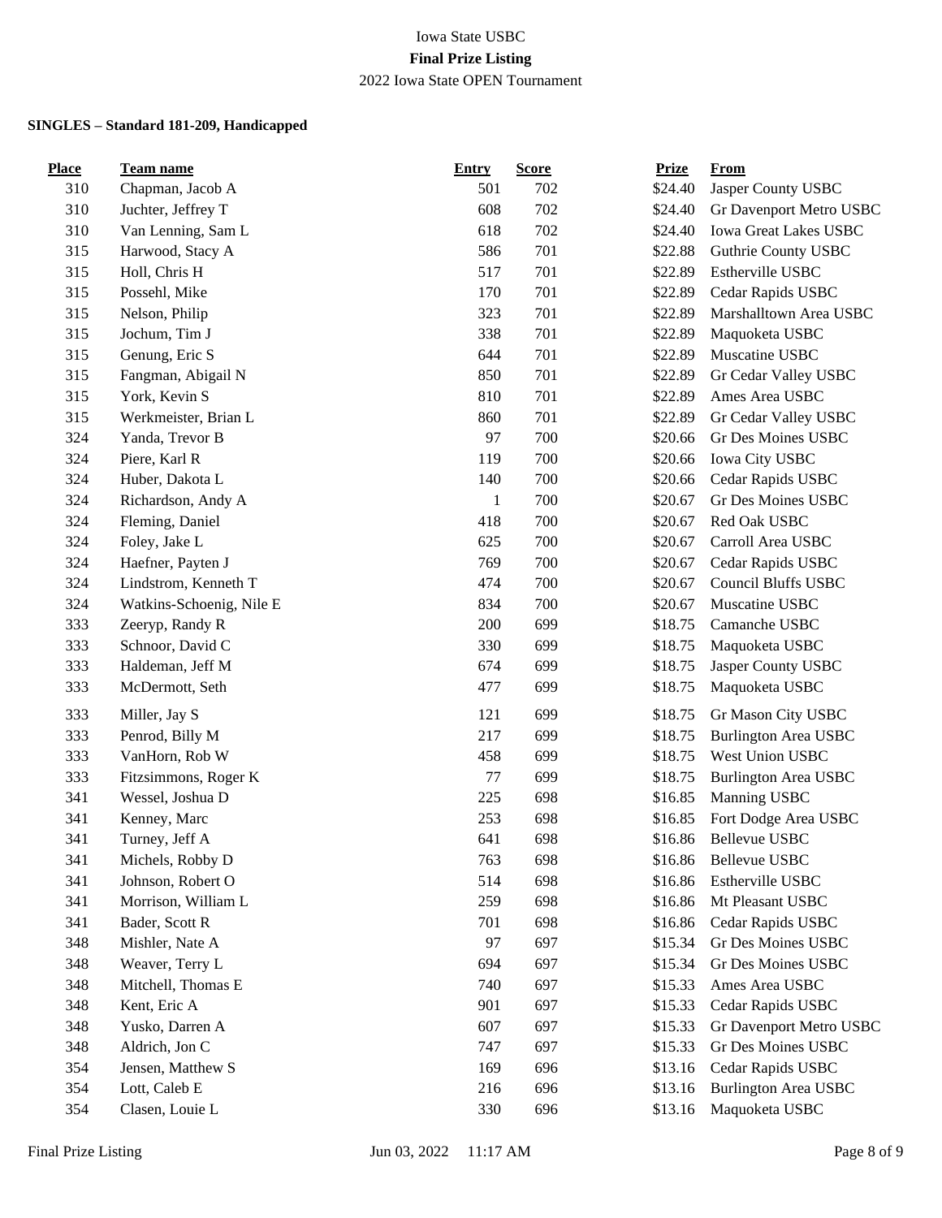Iowa State USBC

**Final Prize Listing**

2022 Iowa State OPEN Tournament

**SINGLES – Standard 181-209, Handicapped**

| Place | Team name | Entry | Score | Prize | From |
|---|---|---|---|---|---|
| 310 | Chapman, Jacob A | 501 | 702 | $24.40 | Jasper County USBC |
| 310 | Juchter, Jeffrey T | 608 | 702 | $24.40 | Gr Davenport Metro USBC |
| 310 | Van Lenning, Sam L | 618 | 702 | $24.40 | Iowa Great Lakes USBC |
| 315 | Harwood, Stacy A | 586 | 701 | $22.88 | Guthrie County USBC |
| 315 | Holl, Chris H | 517 | 701 | $22.89 | Estherville USBC |
| 315 | Possehl, Mike | 170 | 701 | $22.89 | Cedar Rapids USBC |
| 315 | Nelson, Philip | 323 | 701 | $22.89 | Marshalltown Area USBC |
| 315 | Jochum, Tim J | 338 | 701 | $22.89 | Maquoketa USBC |
| 315 | Genung, Eric S | 644 | 701 | $22.89 | Muscatine USBC |
| 315 | Fangman, Abigail N | 850 | 701 | $22.89 | Gr Cedar Valley USBC |
| 315 | York, Kevin S | 810 | 701 | $22.89 | Ames Area USBC |
| 315 | Werkmeister, Brian L | 860 | 701 | $22.89 | Gr Cedar Valley USBC |
| 324 | Yanda, Trevor B | 97 | 700 | $20.66 | Gr Des Moines USBC |
| 324 | Piere, Karl R | 119 | 700 | $20.66 | Iowa City USBC |
| 324 | Huber, Dakota L | 140 | 700 | $20.66 | Cedar Rapids USBC |
| 324 | Richardson, Andy A | 1 | 700 | $20.67 | Gr Des Moines USBC |
| 324 | Fleming, Daniel | 418 | 700 | $20.67 | Red Oak USBC |
| 324 | Foley, Jake L | 625 | 700 | $20.67 | Carroll Area USBC |
| 324 | Haefner, Payten J | 769 | 700 | $20.67 | Cedar Rapids USBC |
| 324 | Lindstrom, Kenneth T | 474 | 700 | $20.67 | Council Bluffs USBC |
| 324 | Watkins-Schoenig, Nile E | 834 | 700 | $20.67 | Muscatine USBC |
| 333 | Zeeryp, Randy R | 200 | 699 | $18.75 | Camanche USBC |
| 333 | Schnoor, David C | 330 | 699 | $18.75 | Maquoketa USBC |
| 333 | Haldeman, Jeff M | 674 | 699 | $18.75 | Jasper County USBC |
| 333 | McDermott, Seth | 477 | 699 | $18.75 | Maquoketa USBC |
| 333 | Miller, Jay S | 121 | 699 | $18.75 | Gr Mason City USBC |
| 333 | Penrod, Billy M | 217 | 699 | $18.75 | Burlington Area USBC |
| 333 | VanHorn, Rob W | 458 | 699 | $18.75 | West Union USBC |
| 333 | Fitzsimmons, Roger K | 77 | 699 | $18.75 | Burlington Area USBC |
| 341 | Wessel, Joshua D | 225 | 698 | $16.85 | Manning USBC |
| 341 | Kenney, Marc | 253 | 698 | $16.85 | Fort Dodge Area USBC |
| 341 | Turney, Jeff A | 641 | 698 | $16.86 | Bellevue USBC |
| 341 | Michels, Robby D | 763 | 698 | $16.86 | Bellevue USBC |
| 341 | Johnson, Robert O | 514 | 698 | $16.86 | Estherville USBC |
| 341 | Morrison, William L | 259 | 698 | $16.86 | Mt Pleasant USBC |
| 341 | Bader, Scott R | 701 | 698 | $16.86 | Cedar Rapids USBC |
| 348 | Mishler, Nate A | 97 | 697 | $15.34 | Gr Des Moines USBC |
| 348 | Weaver, Terry L | 694 | 697 | $15.34 | Gr Des Moines USBC |
| 348 | Mitchell, Thomas E | 740 | 697 | $15.33 | Ames Area USBC |
| 348 | Kent, Eric A | 901 | 697 | $15.33 | Cedar Rapids USBC |
| 348 | Yusko, Darren A | 607 | 697 | $15.33 | Gr Davenport Metro USBC |
| 348 | Aldrich, Jon C | 747 | 697 | $15.33 | Gr Des Moines USBC |
| 354 | Jensen, Matthew S | 169 | 696 | $13.16 | Cedar Rapids USBC |
| 354 | Lott, Caleb E | 216 | 696 | $13.16 | Burlington Area USBC |
| 354 | Clasen, Louie L | 330 | 696 | $13.16 | Maquoketa USBC |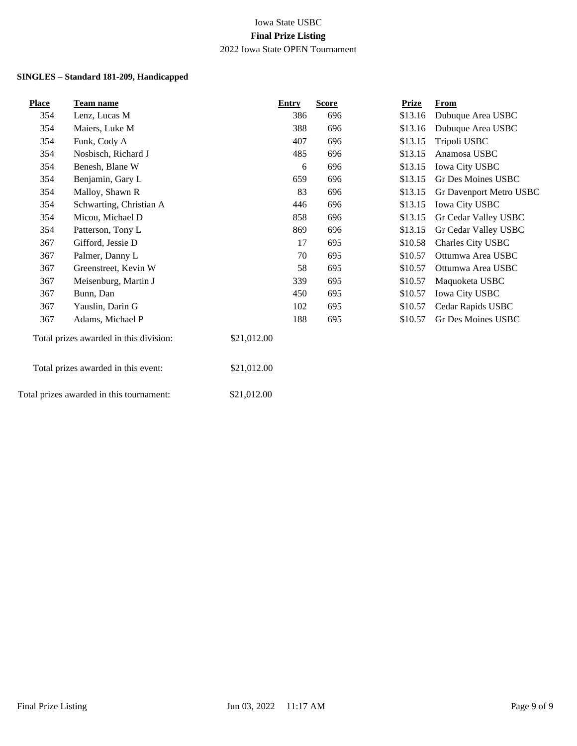Iowa State USBC

**Final Prize Listing**

2022 Iowa State OPEN Tournament

**SINGLES – Standard 181-209, Handicapped**

| Place | Team name | Entry | Score | Prize | From |
|---|---|---|---|---|---|
| 354 | Lenz, Lucas M | 386 | 696 | $13.16 | Dubuque Area USBC |
| 354 | Maiers, Luke M | 388 | 696 | $13.16 | Dubuque Area USBC |
| 354 | Funk, Cody A | 407 | 696 | $13.15 | Tripoli USBC |
| 354 | Nosbisch, Richard J | 485 | 696 | $13.15 | Anamosa USBC |
| 354 | Benesh, Blane W | 6 | 696 | $13.15 | Iowa City USBC |
| 354 | Benjamin, Gary L | 659 | 696 | $13.15 | Gr Des Moines USBC |
| 354 | Malloy, Shawn R | 83 | 696 | $13.15 | Gr Davenport Metro USBC |
| 354 | Schwarting, Christian A | 446 | 696 | $13.15 | Iowa City USBC |
| 354 | Micou, Michael D | 858 | 696 | $13.15 | Gr Cedar Valley USBC |
| 354 | Patterson, Tony L | 869 | 696 | $13.15 | Gr Cedar Valley USBC |
| 367 | Gifford, Jessie D | 17 | 695 | $10.58 | Charles City USBC |
| 367 | Palmer, Danny L | 70 | 695 | $10.57 | Ottumwa Area USBC |
| 367 | Greenstreet, Kevin W | 58 | 695 | $10.57 | Ottumwa Area USBC |
| 367 | Meisenburg, Martin J | 339 | 695 | $10.57 | Maquoketa USBC |
| 367 | Bunn, Dan | 450 | 695 | $10.57 | Iowa City USBC |
| 367 | Yauslin, Darin G | 102 | 695 | $10.57 | Cedar Rapids USBC |
| 367 | Adams, Michael P | 188 | 695 | $10.57 | Gr Des Moines USBC |

Total prizes awarded in this division: $21,012.00

Total prizes awarded in this event: $21,012.00

Total prizes awarded in this tournament: $21,012.00

Final Prize Listing Jun 03, 2022 11:17 AM